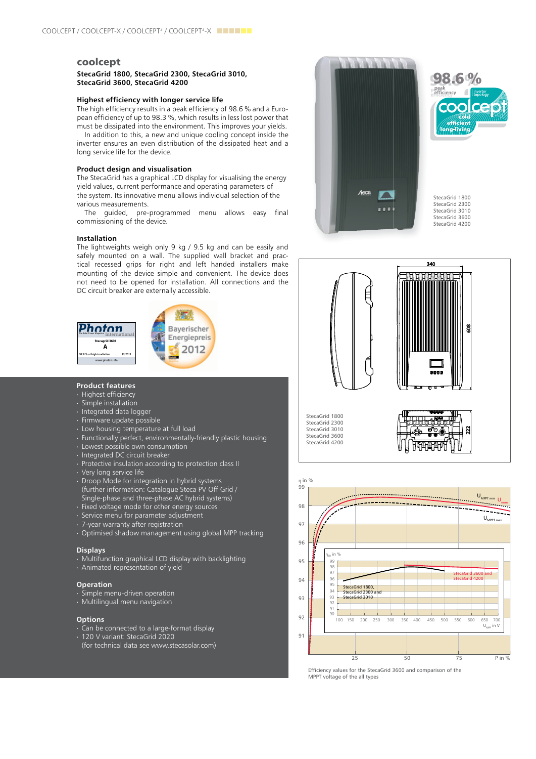## coolcept

**StecaGrid 1800, StecaGrid 2300, StecaGrid 3010, StecaGrid 3600, StecaGrid 4200**

### Highest efficiency with longer service life

The high efficiency results in a peak efficiency of 98.6 % and a European efficiency of up to 98.3 %, which results in less lost power that must be dissipated into the environment. This improves your yields.

In addition to this, a new and unique cooling concept inside the inverter ensures an even distribution of the dissipated heat and a long service life for the device.

### Product design and visualisation

The StecaGrid has a graphical LCD display for visualising the energy yield values, current performance and operating parameters of the system. Its innovative menu allows individual selection of the various measurements.

The guided, pre-programmed menu allows easy final commissioning of the device.

### Installation

The lightweights weigh only 9 kg / 9.5 kg and can be easily and safely mounted on a wall. The supplied wall bracket and practical recessed grips for right and left handed installers make mounting of the device simple and convenient. The device does not need to be opened for installation. All connections and the DC circuit breaker are externally accessible.

### Product features

- Highest efficiency
- Simple installation
- Integrated data logger
- Firmware update possible
- Low housing temperature at full load
- Functionally perfect, environmentally-friendly plastic housing
- Lowest possible own consumption
- Integrated DC circuit breaker
- Protective insulation according to protection class II
- Very long service life
- Droop Mode for integration in hybrid systems (further information: Catalogue Steca PV Off Grid / Single-phase and three-phase AC hybrid systems)
- Fixed voltage mode for other energy sources
- Service menu for parameter adjustment
- 7-year warranty after registration
- Optimised shadow management using global MPP tracking

### Displays

- Multifunction graphical LCD display with backlighting
- Animated representation of yield

### Operation

- Simple menu-driven operation
- Multilingual menu navigation

### Options

- Can be connected to a large-format display
- 120 V variant: StecaGrid 2020 (for technical data see www.stecasolar.com)

StecaGrid 1800
StecaGrid 2300
StecaGrid 3010
StecaGrid 3600
StecaGrid 4200

Efficiency values for the StecaGrid 3600 and comparison of the MPPT voltage of the all types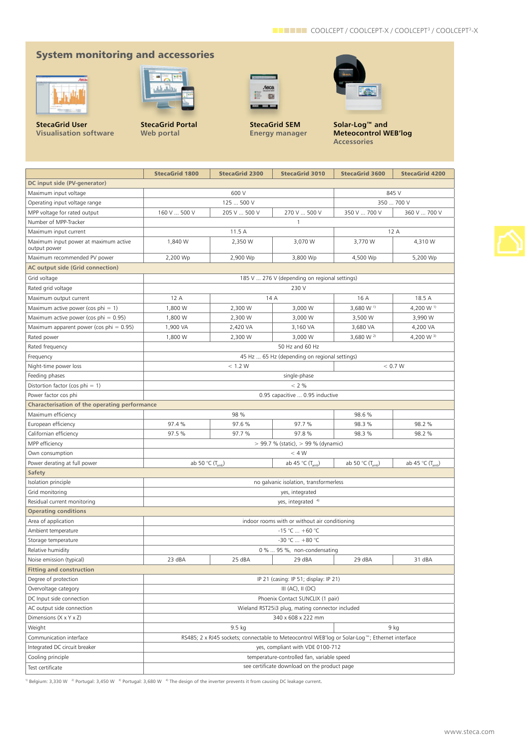## System monitoring and accessories

**StecaGrid User**
Visualisation software

**StecaGrid Portal**
Web portal

**StecaGrid SEM**
Energy manager

**Solar-Log™ and Meteocontrol WEB'log**
Accessories

| | StecaGrid 1800 | StecaGrid 2300 | StecaGrid 3010 | StecaGrid 3600 | StecaGrid 4200 |
|---|---|---|---|---|---|
| **DC input side (PV-generator)** | | | | | |
| Maximum input voltage | 600 V | | | 845 V | |
| Operating input voltage range | 125 ... 500 V | | | 350 ... 700 V | |
| MPP voltage for rated output | 160 V ... 500 V | 205 V ... 500 V | 270 V ... 500 V | 350 V ... 700 V | 360 V ... 700 V |
| Number of MPP-Tracker | 1 | | | | |
| Maximum input current | 11.5 A | | | 12 A | |
| Maximum input power at maximum active output power | 1,840 W | 2,350 W | 3,070 W | 3,770 W | 4,310 W |
| Maximum recommended PV power | 2,200 Wp | 2,900 Wp | 3,800 Wp | 4,500 Wp | 5,200 Wp |
| **AC output side (Grid connection)** | | | | | |
| Grid voltage | 185 V ... 276 V (depending on regional settings) | | | | |
| Rated grid voltage | 230 V | | | | |
| Maximum output current | 12 A | 14 A | | 16 A | 18.5 A |
| Maximum active power (cos phi = 1) | 1,800 W | 2,300 W | 3,000 W | 3,680 W [1] | 4,200 W [1] |
| Maximum active power (cos phi = 0.95) | 1,800 W | 2,300 W | 3,000 W | 3,500 W | 3,990 W |
| Maximum apparent power (cos phi = 0.95) | 1,900 VA | 2,420 VA | 3,160 VA | 3,680 VA | 4,200 VA |
| Rated power | 1,800 W | 2,300 W | 3,000 W | 3,680 W [2] | 4,200 W [3] |
| Rated frequency | 50 Hz and 60 Hz | | | | |
| Frequency | 45 Hz ... 65 Hz (depending on regional settings) | | | | |
| Night-time power loss | < 1.2 W | | | < 0.7 W | |
| Feeding phases | single-phase | | | | |
| Distortion factor (cos phi = 1) | < 2 % | | | | |
| Power factor cos phi | 0.95 capacitive ... 0.95 inductive | | | | |
| **Characterisation of the operating performance** | | | | | |
| Maximum efficiency | 98 % | | | 98.6 % | |
| European efficiency | 97.4 % | 97.6 % | 97.7 % | 98.3 % | 98.2 % |
| Californian efficiency | 97.5 % | 97.7 % | 97.8 % | 98.3 % | 98.2 % |
| MPP efficiency | > 99.7 % (static), > 99 % (dynamic) | | | | |
| Own consumption | < 4 W | | | | |
| Power derating at full power | ab 50 °C ($T_{amb}$) | | ab 45 °C ($T_{amb}$) | ab 50 °C ($T_{amb}$) | ab 45 °C ($T_{amb}$) |
| **Safety** | | | | | |
| Isolation principle | no galvanic isolation, transformerless | | | | |
| Grid monitoring | yes, integrated | | | | |
| Residual current monitoring | yes, integrated [4] | | | | |
| **Operating conditions** | | | | | |
| Area of application | indoor rooms with or without air conditioning | | | | |
| Ambient temperature | -15 °C ... +60 °C | | | | |
| Storage temperature | -30 °C ... +80 °C | | | | |
| Relative humidity | 0 % ... 95 %, non-condensating | | | | |
| Noise emission (typical) | 23 dBA | 25 dBA | 29 dBA | 29 dBA | 31 dBA |
| **Fitting and construction** | | | | | |
| Degree of protection | IP 21 (casing: IP 51; display: IP 21) | | | | |
| Overvoltage category | III (AC), II (DC) | | | | |
| DC Input side connection | Phoenix Contact SUNCLIX (1 pair) | | | | |
| AC output side connection | Wieland RST25i3 plug, mating connector included | | | | |
| Dimensions (X x Y x Z) | 340 x 608 x 222 mm | | | | |
| Weight | 9.5 kg | | | 9 kg | |
| Communication interface | RS485; 2 x RJ45 sockets; connectable to Meteocontrol WEB'log or Solar-Log™; Ethernet interface | | | | |
| Integrated DC circuit breaker | yes, compliant with VDE 0100-712 | | | | |
| Cooling principle | temperature-controlled fan, variable speed | | | | |
| Test certificate | see certificate download on the product page | | | | |

[1] Belgium: 3,330 W [2] Portugal: 3,450 W [3] Portugal: 3,680 W [4] The design of the inverter prevents it from causing DC leakage current.